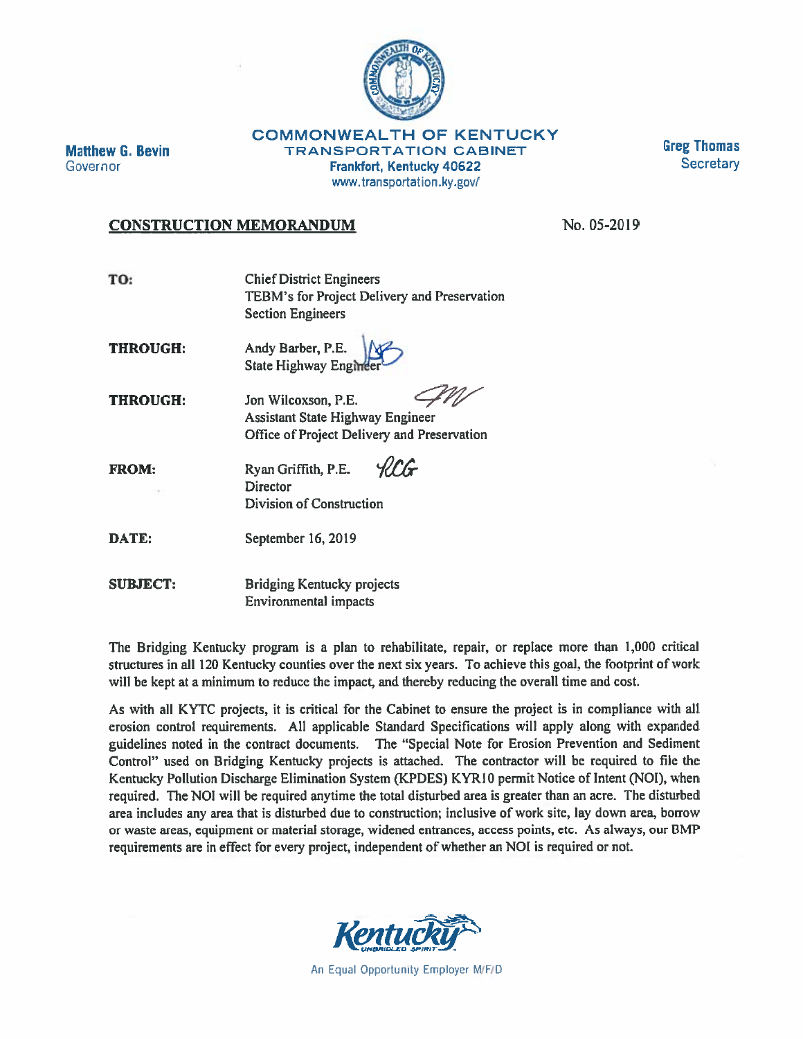**Matthew G. Bevin**
Governor

**COMMONWEALTH OF KENTUCKY**
**TRANSPORTATION CABINET**
**Frankfort, Kentucky 40622**
www.transportation.ky.gov/

**Greg Thomas**
Secretary

## CONSTRUCTION MEMORANDUM

No. 05-2019

**TO:** Chief District Engineers
TEBM's for Project Delivery and Preservation
Section Engineers

**THROUGH:** Andy Barber, P.E.
State Highway Engineer

**THROUGH:** Jon Wilcoxson, P.E.
Assistant State Highway Engineer
Office of Project Delivery and Preservation

**FROM:** Ryan Griffith, P.E.
Director
Division of Construction

**DATE:** September 16, 2019

**SUBJECT:** Bridging Kentucky projects
Environmental impacts

The Bridging Kentucky program is a plan to rehabilitate, repair, or replace more than 1,000 critical structures in all 120 Kentucky counties over the next six years. To achieve this goal, the footprint of work will be kept at a minimum to reduce the impact, and thereby reducing the overall time and cost.

As with all KYTC projects, it is critical for the Cabinet to ensure the project is in compliance with all erosion control requirements. All applicable Standard Specifications will apply along with expanded guidelines noted in the contract documents. The "Special Note for Erosion Prevention and Sediment Control" used on Bridging Kentucky projects is attached. The contractor will be required to file the Kentucky Pollution Discharge Elimination System (KPDES) KYR10 permit Notice of Intent (NOI), when required. The NOI will be required anytime the total disturbed area is greater than an acre. The disturbed area includes any area that is disturbed due to construction; inclusive of work site, lay down area, borrow or waste areas, equipment or material storage, widened entrances, access points, etc. As always, our BMP requirements are in effect for every project, independent of whether an NOI is required or not.

Kentucky UNBRIDLED SPIRIT

An Equal Opportunity Employer M/F/D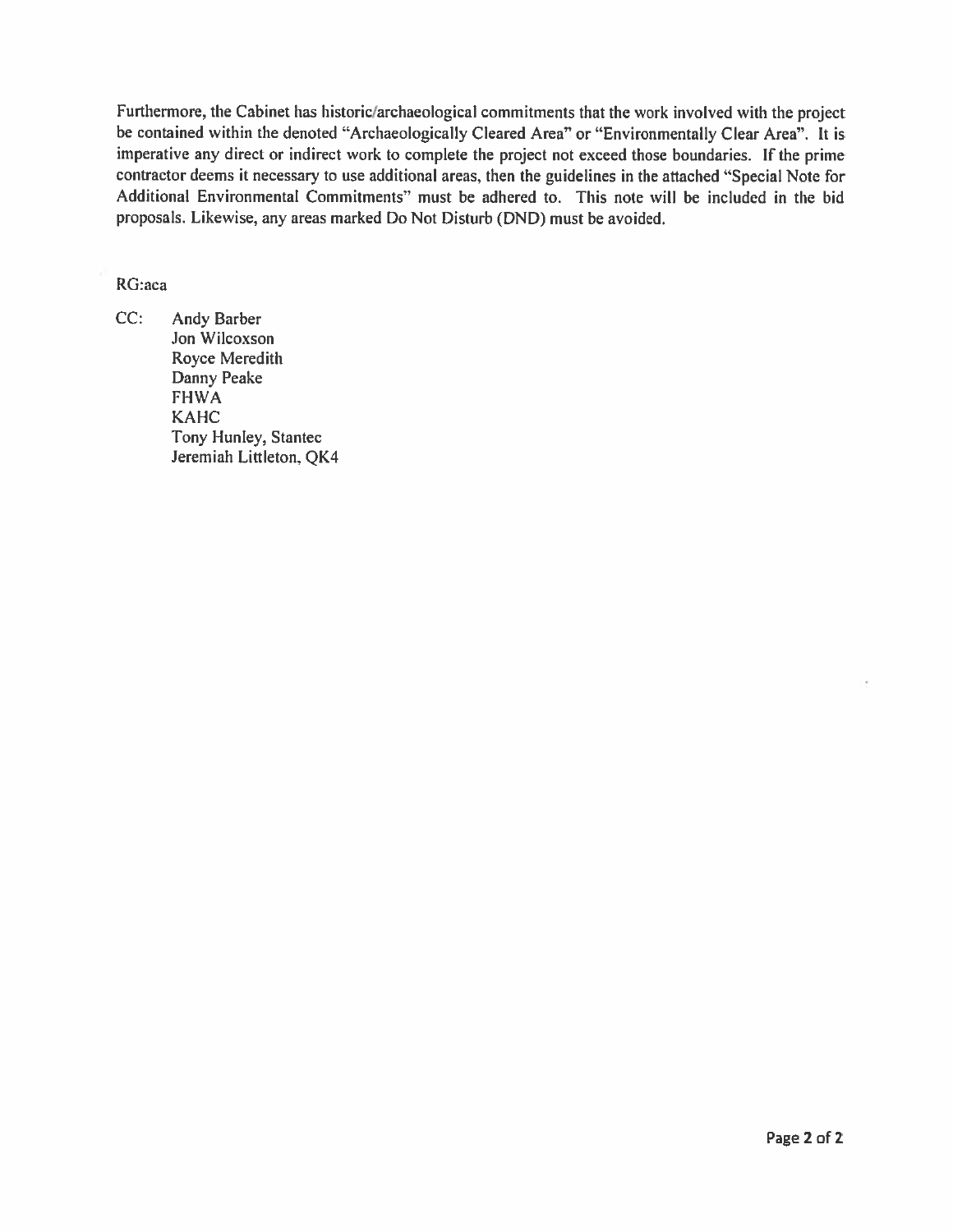Furthermore, the Cabinet has historic/archaeological commitments that the work involved with the project be contained within the denoted "Archaeologically Cleared Area" or "Environmentally Clear Area". It is imperative any direct or indirect work to complete the project not exceed those boundaries. If the prime contractor deems it necessary to use additional areas, then the guidelines in the attached "Special Note for Additional Environmental Commitments" must be adhered to. This note will be included in the bid proposals. Likewise, any areas marked Do Not Disturb (DND) must be avoided.

RG:aca

CC: Andy Barber
Jon Wilcoxson
Royce Meredith
Danny Peake
FHWA
KAHC
Tony Hunley, Stantec
Jeremiah Littleton, QK4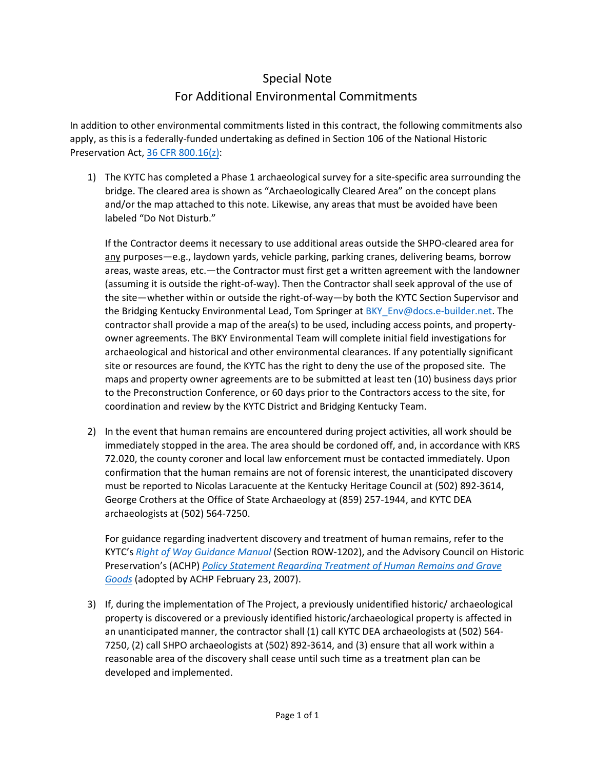# Special Note
## For Additional Environmental Commitments

In addition to other environmental commitments listed in this contract, the following commitments also apply, as this is a federally-funded undertaking as defined in Section 106 of the National Historic Preservation Act, [36 CFR 800.16(z)]:

1) The KYTC has completed a Phase 1 archaeological survey for a site-specific area surrounding the bridge. The cleared area is shown as "Archaeologically Cleared Area" on the concept plans and/or the map attached to this note. Likewise, any areas that must be avoided have been labeled "Do Not Disturb."

   If the Contractor deems it necessary to use additional areas outside the SHPO-cleared area for <u>any</u> purposes—e.g., laydown yards, vehicle parking, parking cranes, delivering beams, borrow areas, waste areas, etc.—the Contractor must first get a written agreement with the landowner (assuming it is outside the right-of-way). Then the Contractor shall seek approval of the use of the site—whether within or outside the right-of-way—by both the KYTC Section Supervisor and the Bridging Kentucky Environmental Lead, Tom Springer at BKY_Env@docs.e-builder.net. The contractor shall provide a map of the area(s) to be used, including access points, and property-owner agreements. The BKY Environmental Team will complete initial field investigations for archaeological and historical and other environmental clearances. If any potentially significant site or resources are found, the KYTC has the right to deny the use of the proposed site. The maps and property owner agreements are to be submitted at least ten (10) business days prior to the Preconstruction Conference, or 60 days prior to the Contractors access to the site, for coordination and review by the KYTC District and Bridging Kentucky Team.

2) In the event that human remains are encountered during project activities, all work should be immediately stopped in the area. The area should be cordoned off, and, in accordance with KRS 72.020, the county coroner and local law enforcement must be contacted immediately. Upon confirmation that the human remains are not of forensic interest, the unanticipated discovery must be reported to Nicolas Laracuente at the Kentucky Heritage Council at (502) 892-3614, George Crothers at the Office of State Archaeology at (859) 257-1944, and KYTC DEA archaeologists at (502) 564-7250.

   For guidance regarding inadvertent discovery and treatment of human remains, refer to the KYTC's *Right of Way Guidance Manual* (Section ROW-1202), and the Advisory Council on Historic Preservation's (ACHP) *Policy Statement Regarding Treatment of Human Remains and Grave Goods* (adopted by ACHP February 23, 2007).

3) If, during the implementation of The Project, a previously unidentified historic/ archaeological property is discovered or a previously identified historic/archaeological property is affected in an unanticipated manner, the contractor shall (1) call KYTC DEA archaeologists at (502) 564-7250, (2) call SHPO archaeologists at (502) 892-3614, and (3) ensure that all work within a reasonable area of the discovery shall cease until such time as a treatment plan can be developed and implemented.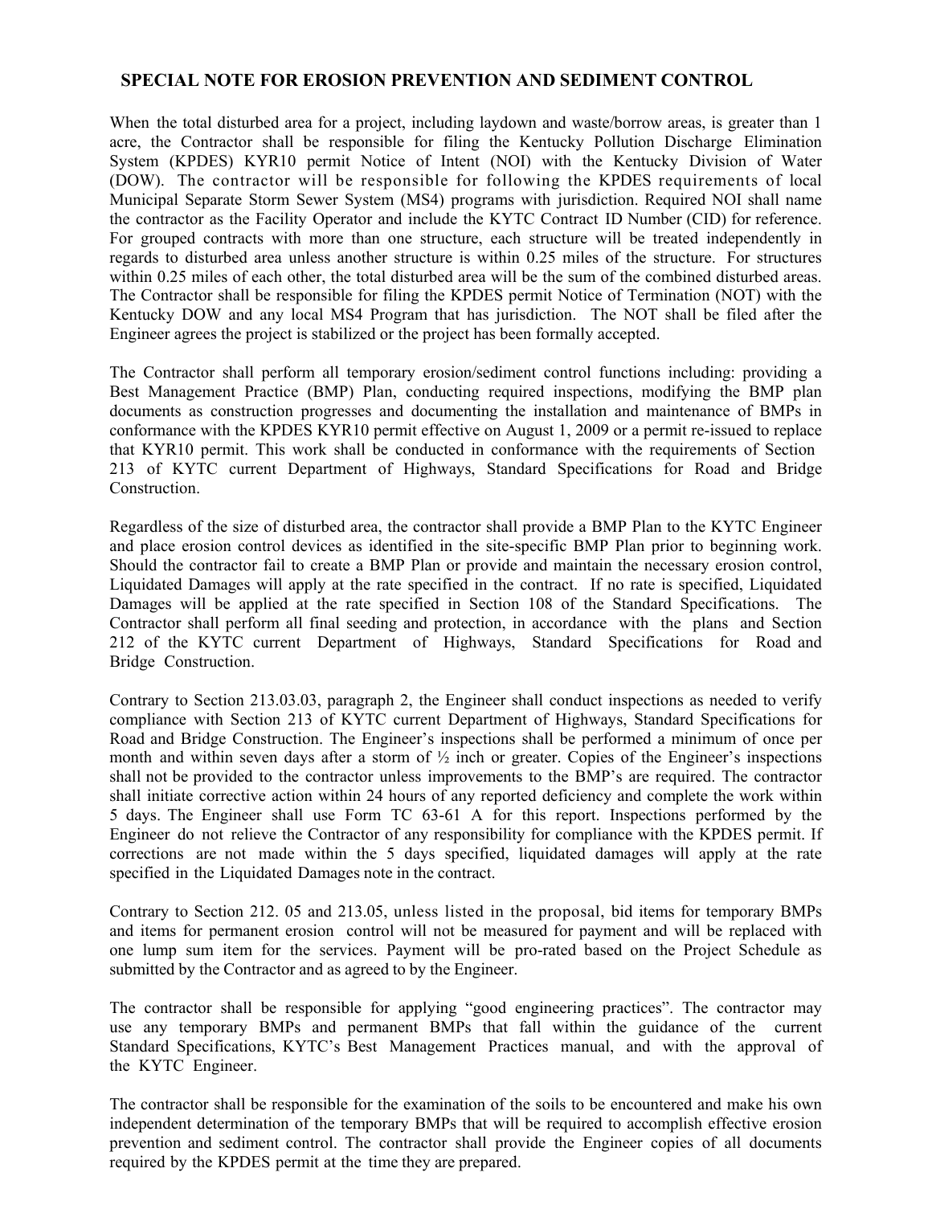## SPECIAL NOTE FOR EROSION PREVENTION AND SEDIMENT CONTROL

When the total disturbed area for a project, including laydown and waste/borrow areas, is greater than 1 acre, the Contractor shall be responsible for filing the Kentucky Pollution Discharge Elimination System (KPDES) KYR10 permit Notice of Intent (NOI) with the Kentucky Division of Water (DOW). The contractor will be responsible for following the KPDES requirements of local Municipal Separate Storm Sewer System (MS4) programs with jurisdiction. Required NOI shall name the contractor as the Facility Operator and include the KYTC Contract ID Number (CID) for reference. For grouped contracts with more than one structure, each structure will be treated independently in regards to disturbed area unless another structure is within 0.25 miles of the structure. For structures within 0.25 miles of each other, the total disturbed area will be the sum of the combined disturbed areas. The Contractor shall be responsible for filing the KPDES permit Notice of Termination (NOT) with the Kentucky DOW and any local MS4 Program that has jurisdiction. The NOT shall be filed after the Engineer agrees the project is stabilized or the project has been formally accepted.

The Contractor shall perform all temporary erosion/sediment control functions including: providing a Best Management Practice (BMP) Plan, conducting required inspections, modifying the BMP plan documents as construction progresses and documenting the installation and maintenance of BMPs in conformance with the KPDES KYR10 permit effective on August 1, 2009 or a permit re-issued to replace that KYR10 permit. This work shall be conducted in conformance with the requirements of Section 213 of KYTC current Department of Highways, Standard Specifications for Road and Bridge Construction.

Regardless of the size of disturbed area, the contractor shall provide a BMP Plan to the KYTC Engineer and place erosion control devices as identified in the site-specific BMP Plan prior to beginning work. Should the contractor fail to create a BMP Plan or provide and maintain the necessary erosion control, Liquidated Damages will apply at the rate specified in the contract. If no rate is specified, Liquidated Damages will be applied at the rate specified in Section 108 of the Standard Specifications. The Contractor shall perform all final seeding and protection, in accordance with the plans and Section 212 of the KYTC current Department of Highways, Standard Specifications for Road and Bridge Construction.

Contrary to Section 213.03.03, paragraph 2, the Engineer shall conduct inspections as needed to verify compliance with Section 213 of KYTC current Department of Highways, Standard Specifications for Road and Bridge Construction. The Engineer's inspections shall be performed a minimum of once per month and within seven days after a storm of ½ inch or greater. Copies of the Engineer's inspections shall not be provided to the contractor unless improvements to the BMP's are required. The contractor shall initiate corrective action within 24 hours of any reported deficiency and complete the work within 5 days. The Engineer shall use Form TC 63-61 A for this report. Inspections performed by the Engineer do not relieve the Contractor of any responsibility for compliance with the KPDES permit. If corrections are not made within the 5 days specified, liquidated damages will apply at the rate specified in the Liquidated Damages note in the contract.

Contrary to Section 212. 05 and 213.05, unless listed in the proposal, bid items for temporary BMPs and items for permanent erosion control will not be measured for payment and will be replaced with one lump sum item for the services. Payment will be pro-rated based on the Project Schedule as submitted by the Contractor and as agreed to by the Engineer.

The contractor shall be responsible for applying "good engineering practices". The contractor may use any temporary BMPs and permanent BMPs that fall within the guidance of the current Standard Specifications, KYTC's Best Management Practices manual, and with the approval of the KYTC Engineer.

The contractor shall be responsible for the examination of the soils to be encountered and make his own independent determination of the temporary BMPs that will be required to accomplish effective erosion prevention and sediment control. The contractor shall provide the Engineer copies of all documents required by the KPDES permit at the time they are prepared.